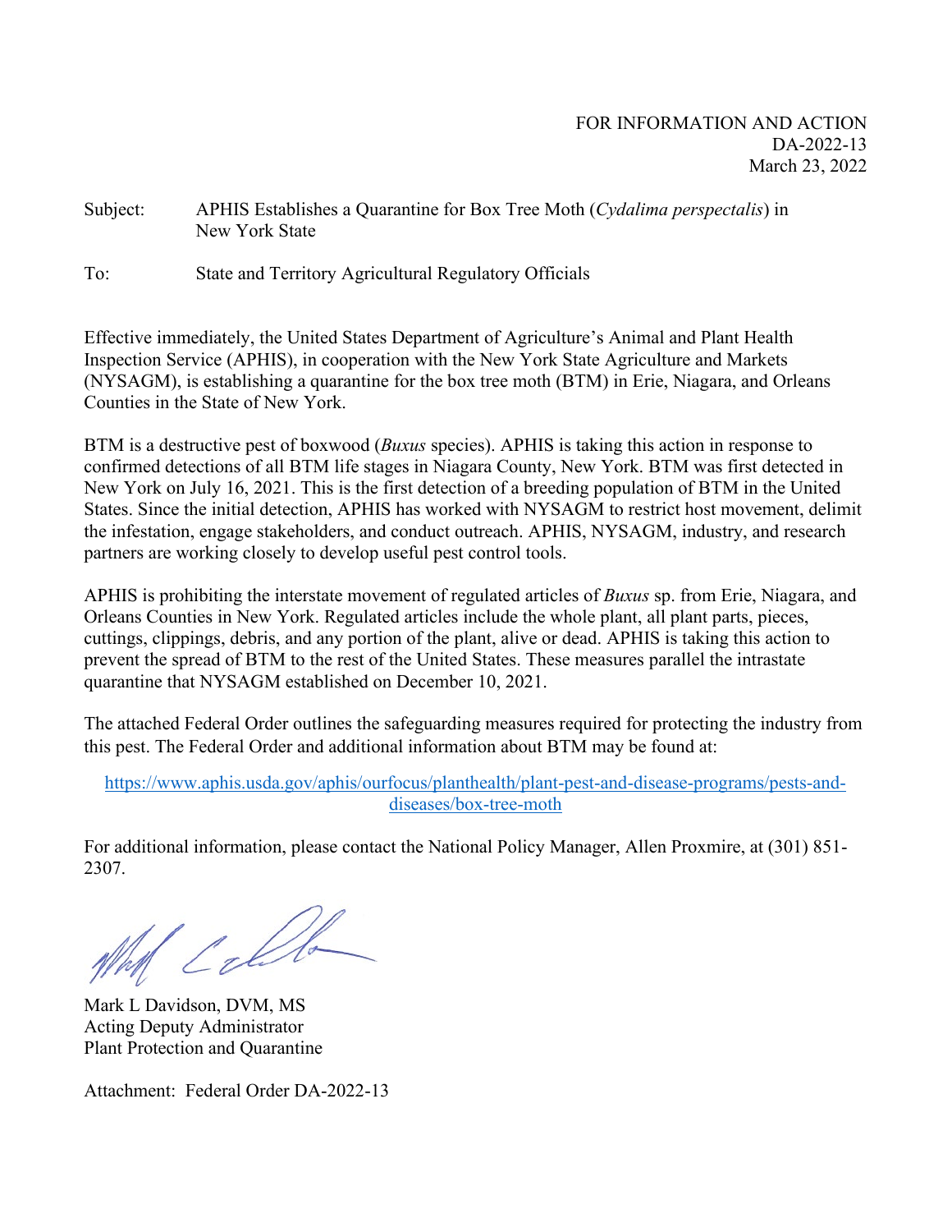FOR INFORMATION AND ACTION
DA-2022-13
March 23, 2022

Subject: APHIS Establishes a Quarantine for Box Tree Moth (*Cydalima perspectalis*) in New York State

To: State and Territory Agricultural Regulatory Officials

Effective immediately, the United States Department of Agriculture's Animal and Plant Health Inspection Service (APHIS), in cooperation with the New York State Agriculture and Markets (NYSAGM), is establishing a quarantine for the box tree moth (BTM) in Erie, Niagara, and Orleans Counties in the State of New York.

BTM is a destructive pest of boxwood (*Buxus* species). APHIS is taking this action in response to confirmed detections of all BTM life stages in Niagara County, New York. BTM was first detected in New York on July 16, 2021. This is the first detection of a breeding population of BTM in the United States. Since the initial detection, APHIS has worked with NYSAGM to restrict host movement, delimit the infestation, engage stakeholders, and conduct outreach. APHIS, NYSAGM, industry, and research partners are working closely to develop useful pest control tools.

APHIS is prohibiting the interstate movement of regulated articles of *Buxus* sp. from Erie, Niagara, and Orleans Counties in New York. Regulated articles include the whole plant, all plant parts, pieces, cuttings, clippings, debris, and any portion of the plant, alive or dead. APHIS is taking this action to prevent the spread of BTM to the rest of the United States. These measures parallel the intrastate quarantine that NYSAGM established on December 10, 2021.

The attached Federal Order outlines the safeguarding measures required for protecting the industry from this pest. The Federal Order and additional information about BTM may be found at:

https://www.aphis.usda.gov/aphis/ourfocus/planthealth/plant-pest-and-disease-programs/pests-and-diseases/box-tree-moth

For additional information, please contact the National Policy Manager, Allen Proxmire, at (301) 851-2307.

Mark L Davidson, DVM, MS
Acting Deputy Administrator
Plant Protection and Quarantine

Attachment: Federal Order DA-2022-13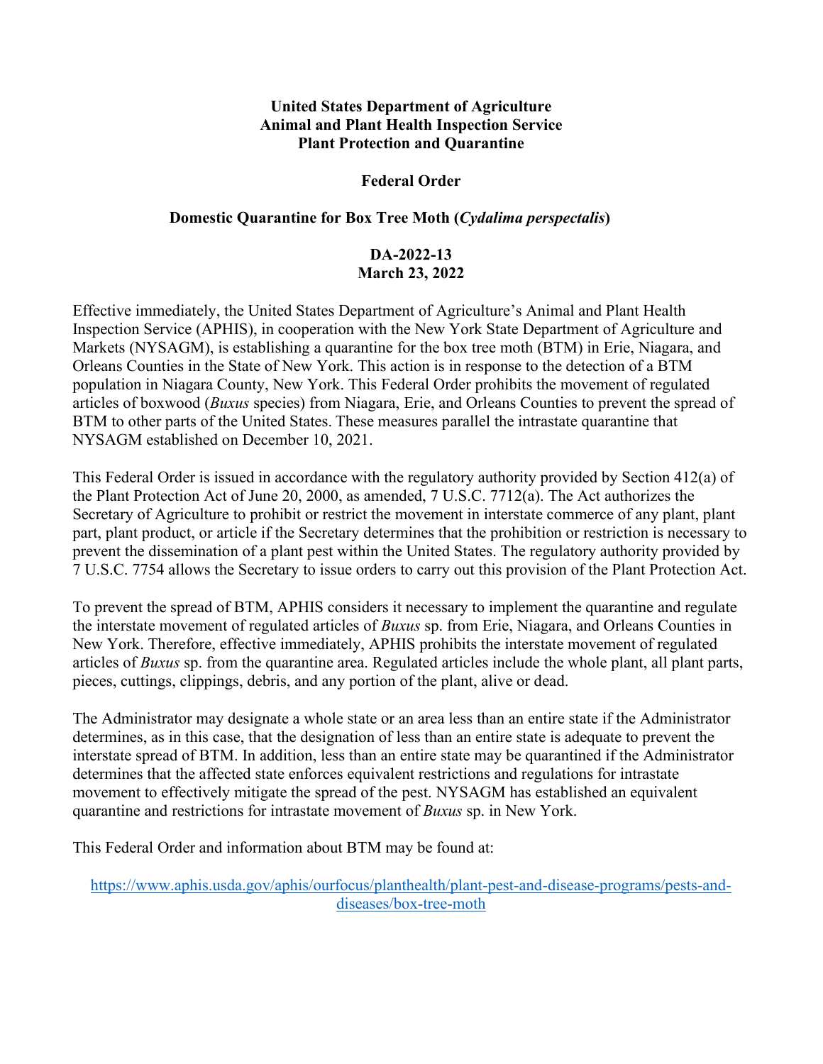**United States Department of Agriculture**
**Animal and Plant Health Inspection Service**
**Plant Protection and Quarantine**

**Federal Order**

**Domestic Quarantine for Box Tree Moth (*Cydalima perspectalis*)**

**DA-2022-13**
**March 23, 2022**

Effective immediately, the United States Department of Agriculture's Animal and Plant Health Inspection Service (APHIS), in cooperation with the New York State Department of Agriculture and Markets (NYSAGM), is establishing a quarantine for the box tree moth (BTM) in Erie, Niagara, and Orleans Counties in the State of New York. This action is in response to the detection of a BTM population in Niagara County, New York. This Federal Order prohibits the movement of regulated articles of boxwood (*Buxus* species) from Niagara, Erie, and Orleans Counties to prevent the spread of BTM to other parts of the United States. These measures parallel the intrastate quarantine that NYSAGM established on December 10, 2021.

This Federal Order is issued in accordance with the regulatory authority provided by Section 412(a) of the Plant Protection Act of June 20, 2000, as amended, 7 U.S.C. 7712(a). The Act authorizes the Secretary of Agriculture to prohibit or restrict the movement in interstate commerce of any plant, plant part, plant product, or article if the Secretary determines that the prohibition or restriction is necessary to prevent the dissemination of a plant pest within the United States. The regulatory authority provided by 7 U.S.C. 7754 allows the Secretary to issue orders to carry out this provision of the Plant Protection Act.

To prevent the spread of BTM, APHIS considers it necessary to implement the quarantine and regulate the interstate movement of regulated articles of *Buxus* sp. from Erie, Niagara, and Orleans Counties in New York. Therefore, effective immediately, APHIS prohibits the interstate movement of regulated articles of *Buxus* sp. from the quarantine area. Regulated articles include the whole plant, all plant parts, pieces, cuttings, clippings, debris, and any portion of the plant, alive or dead.

The Administrator may designate a whole state or an area less than an entire state if the Administrator determines, as in this case, that the designation of less than an entire state is adequate to prevent the interstate spread of BTM. In addition, less than an entire state may be quarantined if the Administrator determines that the affected state enforces equivalent restrictions and regulations for intrastate movement to effectively mitigate the spread of the pest. NYSAGM has established an equivalent quarantine and restrictions for intrastate movement of *Buxus* sp. in New York.

This Federal Order and information about BTM may be found at:

https://www.aphis.usda.gov/aphis/ourfocus/planthealth/plant-pest-and-disease-programs/pests-and-diseases/box-tree-moth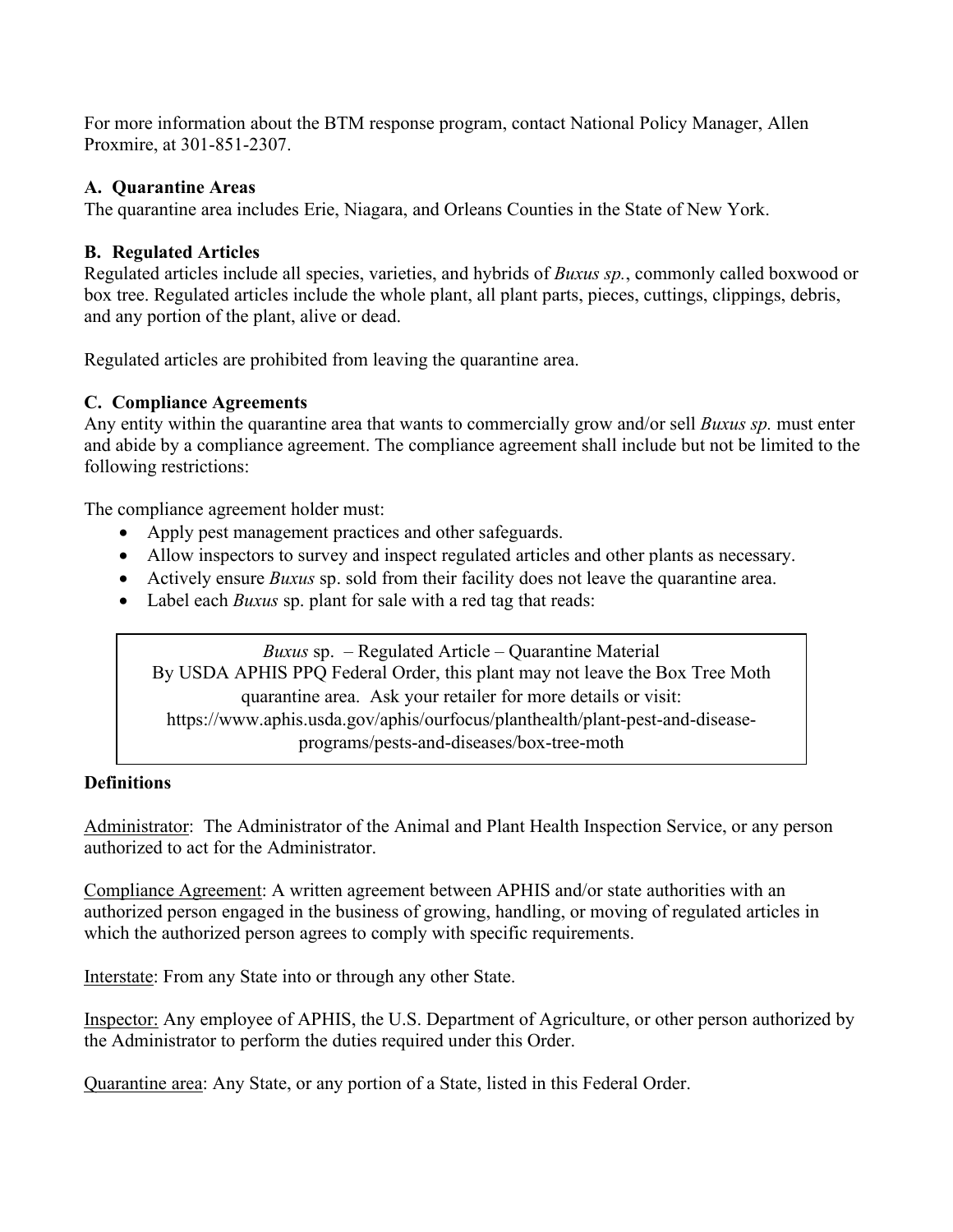For more information about the BTM response program, contact National Policy Manager, Allen Proxmire, at 301-851-2307.

**A. Quarantine Areas**

The quarantine area includes Erie, Niagara, and Orleans Counties in the State of New York.

**B. Regulated Articles**

Regulated articles include all species, varieties, and hybrids of *Buxus sp.*, commonly called boxwood or box tree. Regulated articles include the whole plant, all plant parts, pieces, cuttings, clippings, debris, and any portion of the plant, alive or dead.

Regulated articles are prohibited from leaving the quarantine area.

**C. Compliance Agreements**

Any entity within the quarantine area that wants to commercially grow and/or sell *Buxus sp.* must enter and abide by a compliance agreement. The compliance agreement shall include but not be limited to the following restrictions:

The compliance agreement holder must:

- Apply pest management practices and other safeguards.
- Allow inspectors to survey and inspect regulated articles and other plants as necessary.
- Actively ensure *Buxus* sp. sold from their facility does not leave the quarantine area.
- Label each *Buxus* sp. plant for sale with a red tag that reads:

> *Buxus* sp. – Regulated Article – Quarantine Material
> By USDA APHIS PPQ Federal Order, this plant may not leave the Box Tree Moth quarantine area. Ask your retailer for more details or visit: https://www.aphis.usda.gov/aphis/ourfocus/planthealth/plant-pest-and-disease-programs/pests-and-diseases/box-tree-moth

**Definitions**

Administrator: The Administrator of the Animal and Plant Health Inspection Service, or any person authorized to act for the Administrator.

Compliance Agreement: A written agreement between APHIS and/or state authorities with an authorized person engaged in the business of growing, handling, or moving of regulated articles in which the authorized person agrees to comply with specific requirements.

Interstate: From any State into or through any other State.

Inspector: Any employee of APHIS, the U.S. Department of Agriculture, or other person authorized by the Administrator to perform the duties required under this Order.

Quarantine area: Any State, or any portion of a State, listed in this Federal Order.